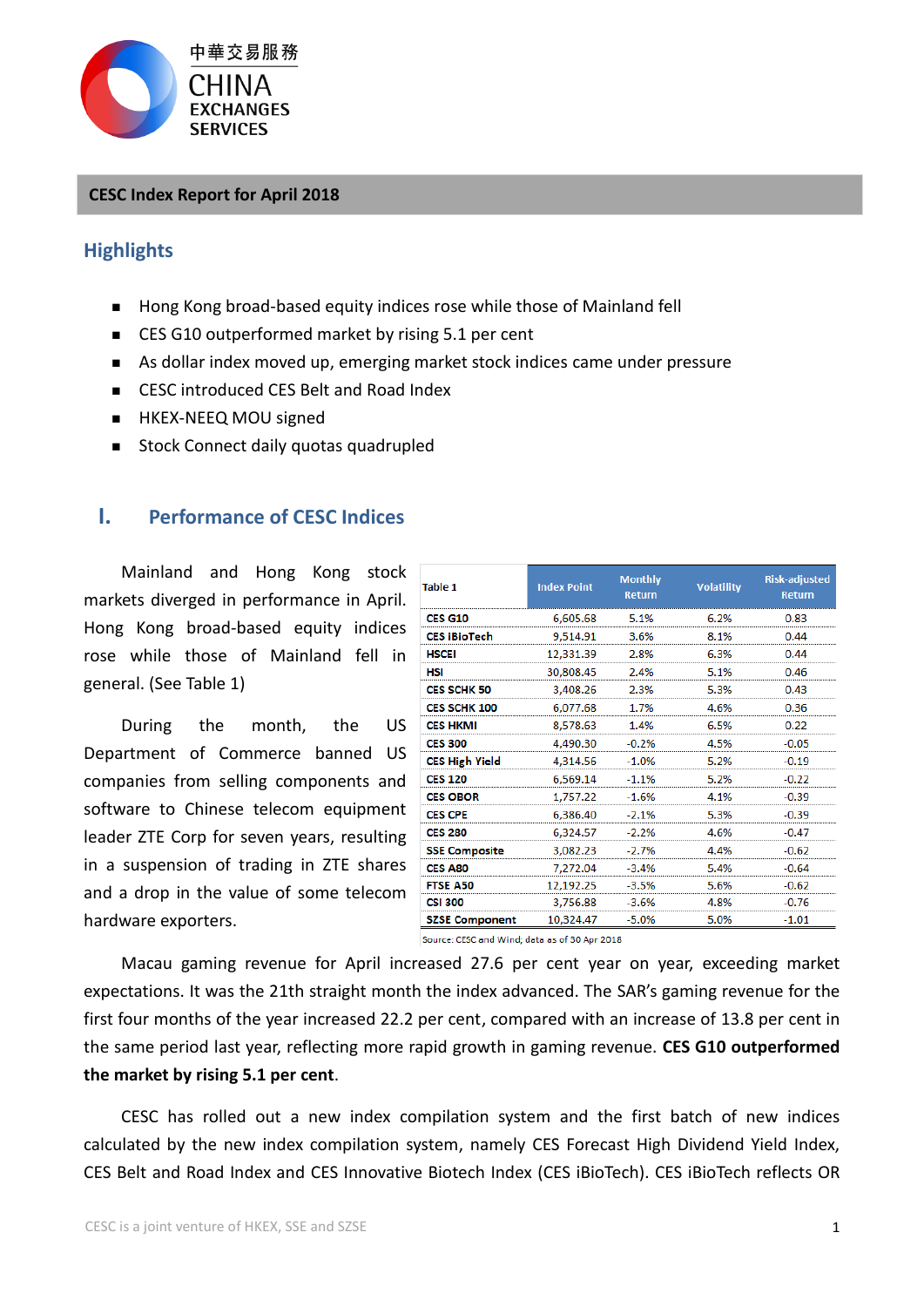中華交易服務
CHINA
EXCHANGES
SERVICES

## CESC Index Report for April 2018

### Highlights

- Hong Kong broad-based equity indices rose while those of Mainland fell
- CES G10 outperformed market by rising 5.1 per cent
- As dollar index moved up, emerging market stock indices came under pressure
- CESC introduced CES Belt and Road Index
- HKEX-NEEQ MOU signed
- Stock Connect daily quotas quadrupled

## I. Performance of CESC Indices

Mainland and Hong Kong stock markets diverged in performance in April. Hong Kong broad-based equity indices rose while those of Mainland fell in general. (See Table 1)

During the month, the US Department of Commerce banned US companies from selling components and software to Chinese telecom equipment leader ZTE Corp for seven years, resulting in a suspension of trading in ZTE shares and a drop in the value of some telecom hardware exporters.

| Table 1 | Index Point | Monthly Return | Volatility | Risk-adjusted Return |
|---|---|---|---|---|
| CES G10 | 6,605.68 | 5.1% | 6.2% | 0.83 |
| CES iBioTech | 9,514.91 | 3.6% | 8.1% | 0.44 |
| HSCEI | 12,331.39 | 2.8% | 6.3% | 0.44 |
| HSI | 30,808.45 | 2.4% | 5.1% | 0.46 |
| CES SCHK 50 | 3,408.26 | 2.3% | 5.3% | 0.43 |
| CES SCHK 100 | 6,077.68 | 1.7% | 4.6% | 0.36 |
| CES HKMI | 8,578.63 | 1.4% | 6.5% | 0.22 |
| CES 300 | 4,490.30 | -0.2% | 4.5% | -0.05 |
| CES High Yield | 4,314.56 | -1.0% | 5.2% | -0.19 |
| CES 120 | 6,569.14 | -1.1% | 5.2% | -0.22 |
| CES OBOR | 1,757.22 | -1.6% | 4.1% | -0.39 |
| CES CPE | 6,386.40 | -2.1% | 5.3% | -0.39 |
| CES 280 | 6,324.57 | -2.2% | 4.6% | -0.47 |
| SSE Composite | 3,082.23 | -2.7% | 4.4% | -0.62 |
| CES A80 | 7,272.04 | -3.4% | 5.4% | -0.64 |
| FTSE A50 | 12,192.25 | -3.5% | 5.6% | -0.62 |
| CSI 300 | 3,756.88 | -3.6% | 4.8% | -0.76 |
| SZSE Component | 10,324.47 | -5.0% | 5.0% | -1.01 |

Source: CESC and Wind; data as of 30 Apr 2018

Macau gaming revenue for April increased 27.6 per cent year on year, exceeding market expectations. It was the 21th straight month the index advanced. The SAR's gaming revenue for the first four months of the year increased 22.2 per cent, compared with an increase of 13.8 per cent in the same period last year, reflecting more rapid growth in gaming revenue. **CES G10 outperformed the market by rising 5.1 per cent**.

CESC has rolled out a new index compilation system and the first batch of new indices calculated by the new index compilation system, namely CES Forecast High Dividend Yield Index, CES Belt and Road Index and CES Innovative Biotech Index (CES iBioTech). CES iBioTech reflects OR

CESC is a joint venture of HKEX, SSE and SZSE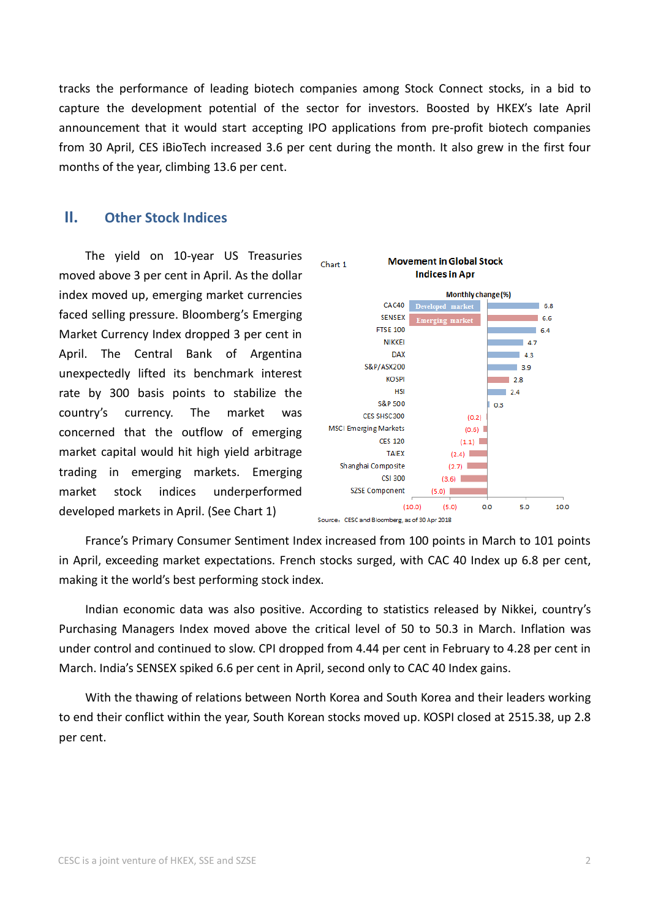tracks the performance of leading biotech companies among Stock Connect stocks, in a bid to capture the development potential of the sector for investors. Boosted by HKEX's late April announcement that it would start accepting IPO applications from pre-profit biotech companies from 30 April, CES iBioTech increased 3.6 per cent during the month. It also grew in the first four months of the year, climbing 13.6 per cent.

## II. Other Stock Indices

The yield on 10-year US Treasuries moved above 3 per cent in April. As the dollar index moved up, emerging market currencies faced selling pressure. Bloomberg's Emerging Market Currency Index dropped 3 per cent in April. The Central Bank of Argentina unexpectedly lifted its benchmark interest rate by 300 basis points to stabilize the country's currency. The market was concerned that the outflow of emerging market capital would hit high yield arbitrage trading in emerging markets. Emerging market stock indices underperformed developed markets in April. (See Chart 1)

Chart 1 **Movement in Global Stock Indices in Apr**

Monthly change (%)

| Index | Market | Monthly change (%) |
|---|---|---|
| CAC40 | Developed market | 6.8 |
| SENSEX | Emerging market | 6.6 |
| FTSE 100 | Developed market | 6.4 |
| NIKKEI | Developed market | 4.7 |
| DAX | Developed market | 4.3 |
| S&P/ASX200 | Developed market | 3.9 |
| KOSPI | Emerging market | 2.8 |
| HSI | Developed market | 2.4 |
| S&P 500 | Developed market | 0.5 |
| CES SHSC300 | Emerging market | (0.2) |
| MSCI Emerging Markets | Emerging market | (0.6) |
| CES 120 | Emerging market | (1.1) |
| TAIEX | Emerging market | (2.4) |
| Shanghai Composite | Emerging market | (2.7) |
| CSI 300 | Emerging market | (3.6) |
| SZSE Component | Emerging market | (5.0) |

Source: CESC and Bloomberg, as of 30 Apr 2018

France's Primary Consumer Sentiment Index increased from 100 points in March to 101 points in April, exceeding market expectations. French stocks surged, with CAC 40 Index up 6.8 per cent, making it the world's best performing stock index.

Indian economic data was also positive. According to statistics released by Nikkei, country's Purchasing Managers Index moved above the critical level of 50 to 50.3 in March. Inflation was under control and continued to slow. CPI dropped from 4.44 per cent in February to 4.28 per cent in March. India's SENSEX spiked 6.6 per cent in April, second only to CAC 40 Index gains.

With the thawing of relations between North Korea and South Korea and their leaders working to end their conflict within the year, South Korean stocks moved up. KOSPI closed at 2515.38, up 2.8 per cent.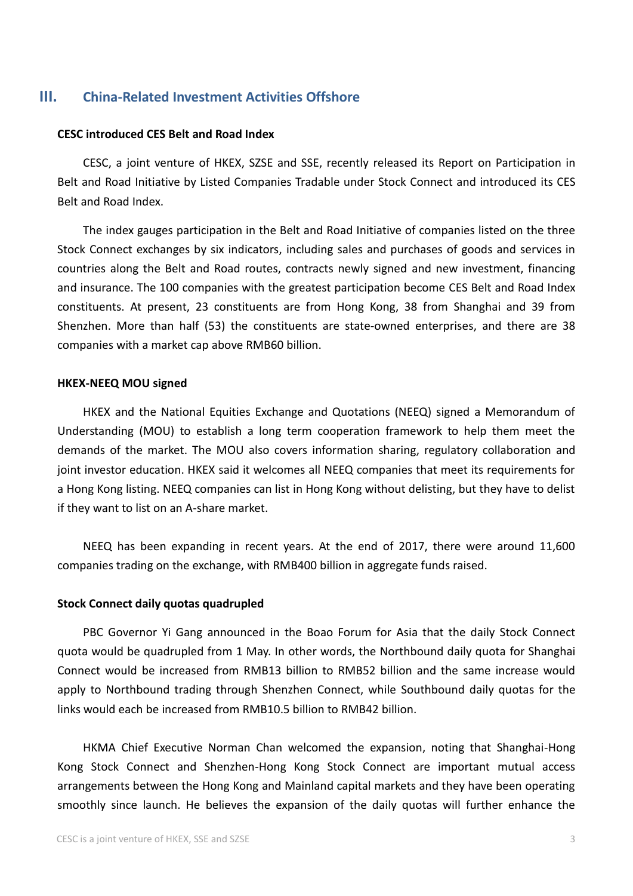## III. China-Related Investment Activities Offshore

**CESC introduced CES Belt and Road Index**

CESC, a joint venture of HKEX, SZSE and SSE, recently released its Report on Participation in Belt and Road Initiative by Listed Companies Tradable under Stock Connect and introduced its CES Belt and Road Index.

The index gauges participation in the Belt and Road Initiative of companies listed on the three Stock Connect exchanges by six indicators, including sales and purchases of goods and services in countries along the Belt and Road routes, contracts newly signed and new investment, financing and insurance. The 100 companies with the greatest participation become CES Belt and Road Index constituents. At present, 23 constituents are from Hong Kong, 38 from Shanghai and 39 from Shenzhen. More than half (53) the constituents are state-owned enterprises, and there are 38 companies with a market cap above RMB60 billion.

**HKEX-NEEQ MOU signed**

HKEX and the National Equities Exchange and Quotations (NEEQ) signed a Memorandum of Understanding (MOU) to establish a long term cooperation framework to help them meet the demands of the market. The MOU also covers information sharing, regulatory collaboration and joint investor education. HKEX said it welcomes all NEEQ companies that meet its requirements for a Hong Kong listing. NEEQ companies can list in Hong Kong without delisting, but they have to delist if they want to list on an A-share market.

NEEQ has been expanding in recent years. At the end of 2017, there were around 11,600 companies trading on the exchange, with RMB400 billion in aggregate funds raised.

**Stock Connect daily quotas quadrupled**

PBC Governor Yi Gang announced in the Boao Forum for Asia that the daily Stock Connect quota would be quadrupled from 1 May. In other words, the Northbound daily quota for Shanghai Connect would be increased from RMB13 billion to RMB52 billion and the same increase would apply to Northbound trading through Shenzhen Connect, while Southbound daily quotas for the links would each be increased from RMB10.5 billion to RMB42 billion.

HKMA Chief Executive Norman Chan welcomed the expansion, noting that Shanghai-Hong Kong Stock Connect and Shenzhen-Hong Kong Stock Connect are important mutual access arrangements between the Hong Kong and Mainland capital markets and they have been operating smoothly since launch. He believes the expansion of the daily quotas will further enhance the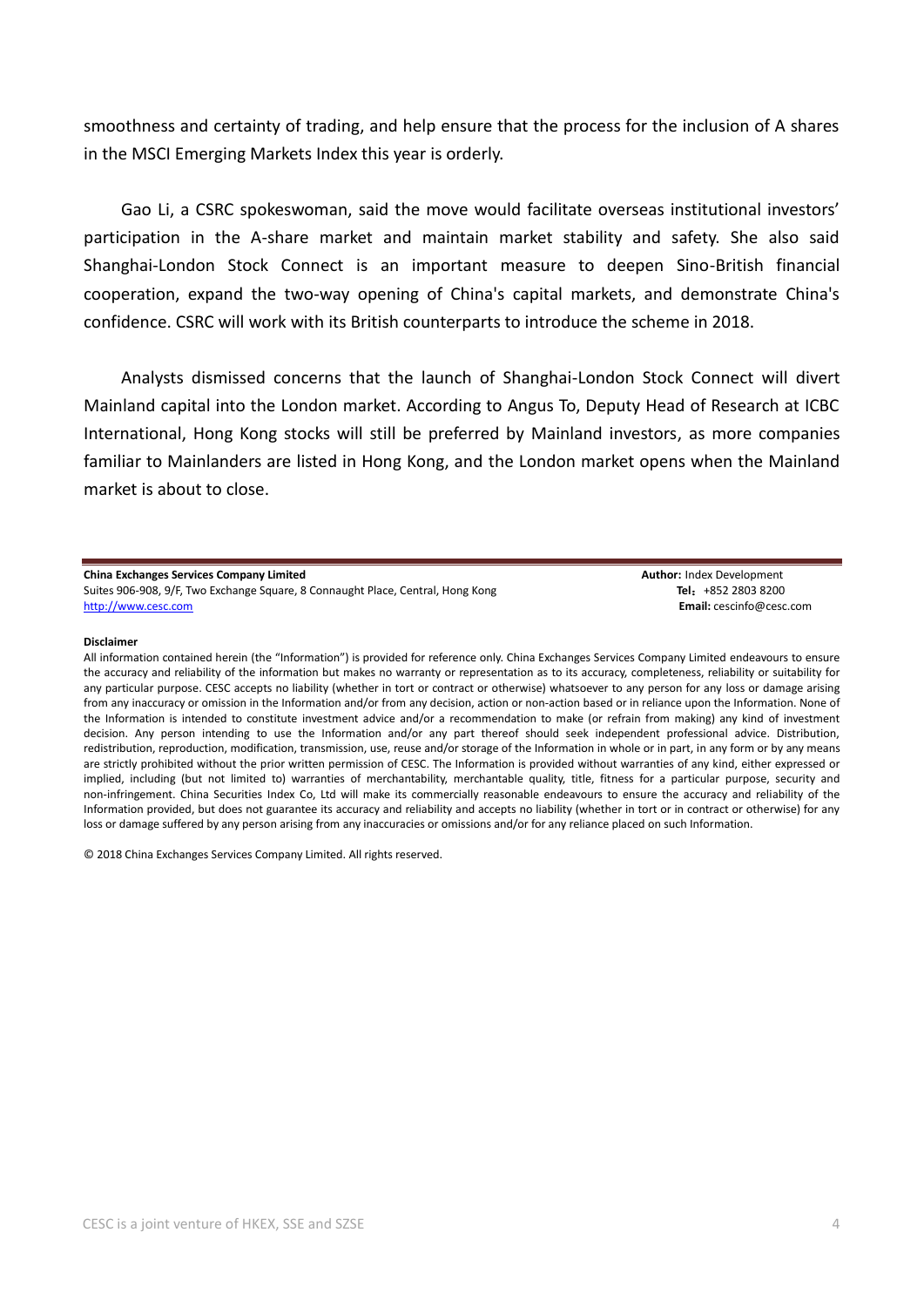smoothness and certainty of trading, and help ensure that the process for the inclusion of A shares in the MSCI Emerging Markets Index this year is orderly.

Gao Li, a CSRC spokeswoman, said the move would facilitate overseas institutional investors' participation in the A-share market and maintain market stability and safety. She also said Shanghai-London Stock Connect is an important measure to deepen Sino-British financial cooperation, expand the two-way opening of China's capital markets, and demonstrate China's confidence. CSRC will work with its British counterparts to introduce the scheme in 2018.

Analysts dismissed concerns that the launch of Shanghai-London Stock Connect will divert Mainland capital into the London market. According to Angus To, Deputy Head of Research at ICBC International, Hong Kong stocks will still be preferred by Mainland investors, as more companies familiar to Mainlanders are listed in Hong Kong, and the London market opens when the Mainland market is about to close.

---

**China Exchanges Services Company Limited**
Suites 906-908, 9/F, Two Exchange Square, 8 Connaught Place, Central, Hong Kong
http://www.cesc.com

**Author:** Index Development
**Tel**：+852 2803 8200
**Email:** cescinfo@cesc.com

**Disclaimer**

All information contained herein (the "Information") is provided for reference only. China Exchanges Services Company Limited endeavours to ensure the accuracy and reliability of the information but makes no warranty or representation as to its accuracy, completeness, reliability or suitability for any particular purpose. CESC accepts no liability (whether in tort or contract or otherwise) whatsoever to any person for any loss or damage arising from any inaccuracy or omission in the Information and/or from any decision, action or non-action based or in reliance upon the Information. None of the Information is intended to constitute investment advice and/or a recommendation to make (or refrain from making) any kind of investment decision. Any person intending to use the Information and/or any part thereof should seek independent professional advice. Distribution, redistribution, reproduction, modification, transmission, use, reuse and/or storage of the Information in whole or in part, in any form or by any means are strictly prohibited without the prior written permission of CESC. The Information is provided without warranties of any kind, either expressed or implied, including (but not limited to) warranties of merchantability, merchantable quality, title, fitness for a particular purpose, security and non-infringement. China Securities Index Co, Ltd will make its commercially reasonable endeavours to ensure the accuracy and reliability of the Information provided, but does not guarantee its accuracy and reliability and accepts no liability (whether in tort or in contract or otherwise) for any loss or damage suffered by any person arising from any inaccuracies or omissions and/or for any reliance placed on such Information.

© 2018 China Exchanges Services Company Limited. All rights reserved.